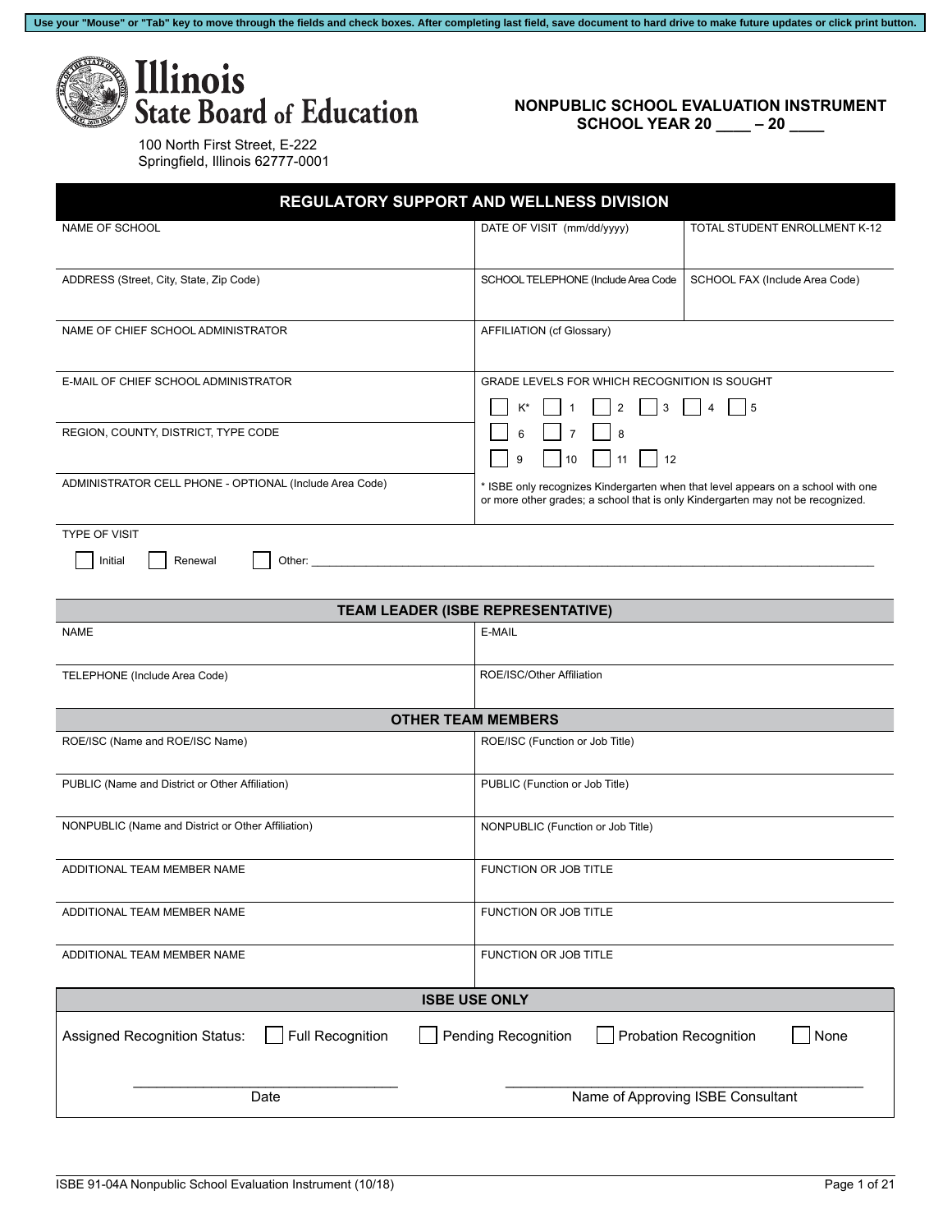Use your "Mouse" or "Tab" key to move through the fields and check boxes. After completing last field, save document to hard drive to make future updates or click print button.

# Illinois State Board of Education

100 North First Street, E-222
Springfield, Illinois 62777-0001

## NONPUBLIC SCHOOL EVALUATION INSTRUMENT
## SCHOOL YEAR 20 ____ – 20 ____

## REGULATORY SUPPORT AND WELLNESS DIVISION

| NAME OF SCHOOL | DATE OF VISIT (mm/dd/yyyy) | TOTAL STUDENT ENROLLMENT K-12 |
|---|---|---|
| ADDRESS (Street, City, State, Zip Code) | SCHOOL TELEPHONE (Include Area Code | SCHOOL FAX (Include Area Code) |
| NAME OF CHIEF SCHOOL ADMINISTRATOR | AFFILIATION (cf Glossary) | |

| | |
|---|---|
| E-MAIL OF CHIEF SCHOOL ADMINISTRATOR | GRADE LEVELS FOR WHICH RECOGNITION IS SOUGHT<br>☐ K* ☐ 1 ☐ 2 ☐ 3 ☐ 4 ☐ 5<br>☐ 6 ☐ 7 ☐ 8<br>☐ 9 ☐ 10 ☐ 11 ☐ 12 |
| REGION, COUNTY, DISTRICT, TYPE CODE | |
| ADMINISTRATOR CELL PHONE - OPTIONAL (Include Area Code) | * ISBE only recognizes Kindergarten when that level appears on a school with one or more other grades; a school that is only Kindergarten may not be recognized. |

TYPE OF VISIT

☐ Initial ☐ Renewal ☐ Other: ____________________________________________

## TEAM LEADER (ISBE REPRESENTATIVE)

| | |
|---|---|
| NAME | E-MAIL |
| TELEPHONE (Include Area Code) | ROE/ISC/Other Affiliation |

## OTHER TEAM MEMBERS

| | |
|---|---|
| ROE/ISC (Name and ROE/ISC Name) | ROE/ISC (Function or Job Title) |
| PUBLIC (Name and District or Other Affiliation) | PUBLIC (Function or Job Title) |
| NONPUBLIC (Name and District or Other Affiliation) | NONPUBLIC (Function or Job Title) |
| ADDITIONAL TEAM MEMBER NAME | FUNCTION OR JOB TITLE |
| ADDITIONAL TEAM MEMBER NAME | FUNCTION OR JOB TITLE |
| ADDITIONAL TEAM MEMBER NAME | FUNCTION OR JOB TITLE |

## ISBE USE ONLY

Assigned Recognition Status: ☐ Full Recognition ☐ Pending Recognition ☐ Probation Recognition ☐ None

______________________________ Date

______________________________ Name of Approving ISBE Consultant

ISBE 91-04A Nonpublic School Evaluation Instrument (10/18)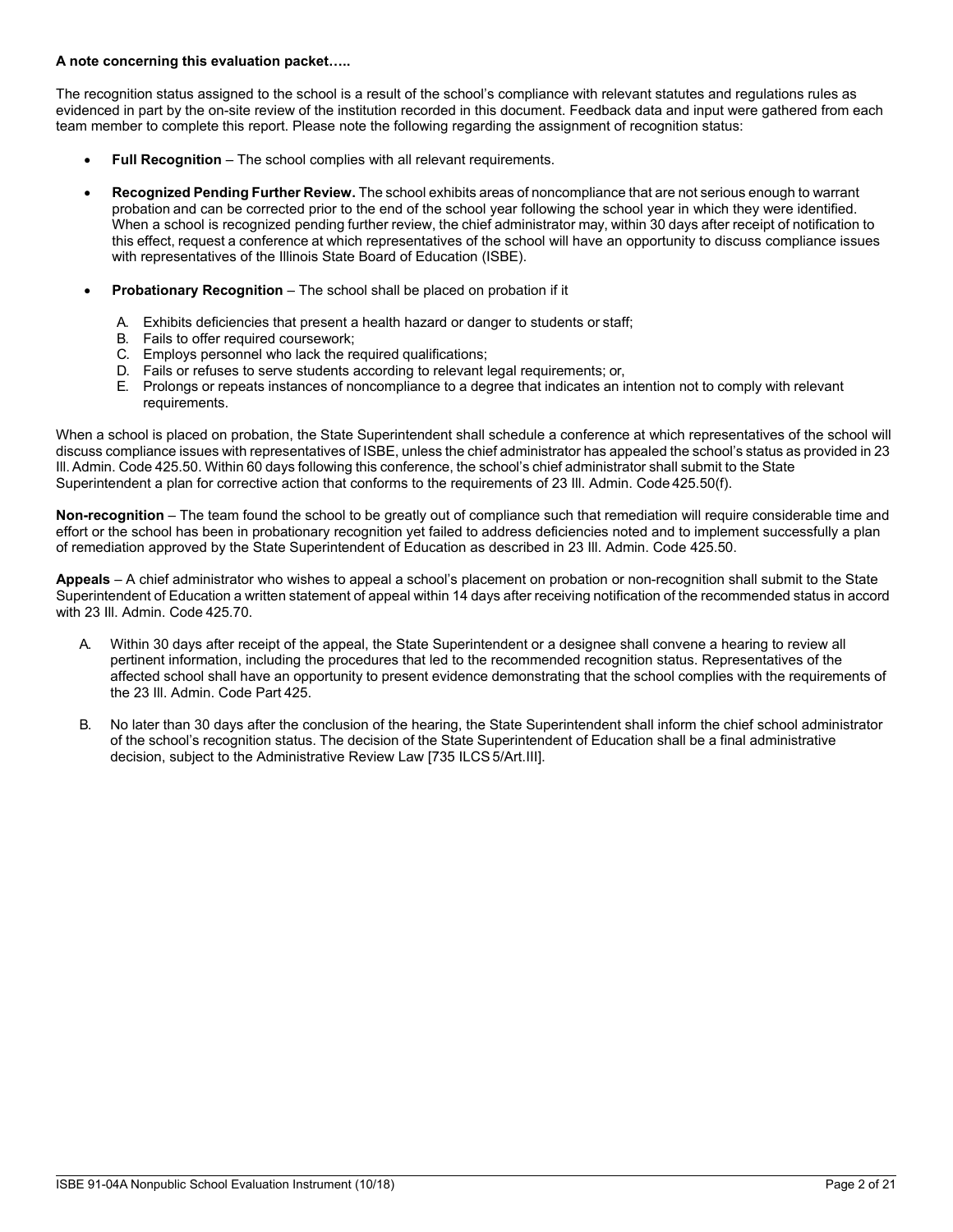**A note concerning this evaluation packet…..**

The recognition status assigned to the school is a result of the school's compliance with relevant statutes and regulations rules as evidenced in part by the on-site review of the institution recorded in this document. Feedback data and input were gathered from each team member to complete this report. Please note the following regarding the assignment of recognition status:

- **Full Recognition** – The school complies with all relevant requirements.

- **Recognized Pending Further Review.** The school exhibits areas of noncompliance that are not serious enough to warrant probation and can be corrected prior to the end of the school year following the school year in which they were identified. When a school is recognized pending further review, the chief administrator may, within 30 days after receipt of notification to this effect, request a conference at which representatives of the school will have an opportunity to discuss compliance issues with representatives of the Illinois State Board of Education (ISBE).

- **Probationary Recognition** – The school shall be placed on probation if it

  A. Exhibits deficiencies that present a health hazard or danger to students or staff;
  B. Fails to offer required coursework;
  C. Employs personnel who lack the required qualifications;
  D. Fails or refuses to serve students according to relevant legal requirements; or,
  E. Prolongs or repeats instances of noncompliance to a degree that indicates an intention not to comply with relevant requirements.

When a school is placed on probation, the State Superintendent shall schedule a conference at which representatives of the school will discuss compliance issues with representatives of ISBE, unless the chief administrator has appealed the school's status as provided in 23 Ill. Admin. Code 425.50. Within 60 days following this conference, the school's chief administrator shall submit to the State Superintendent a plan for corrective action that conforms to the requirements of 23 Ill. Admin. Code 425.50(f).

**Non-recognition** – The team found the school to be greatly out of compliance such that remediation will require considerable time and effort or the school has been in probationary recognition yet failed to address deficiencies noted and to implement successfully a plan of remediation approved by the State Superintendent of Education as described in 23 Ill. Admin. Code 425.50.

**Appeals** – A chief administrator who wishes to appeal a school's placement on probation or non-recognition shall submit to the State Superintendent of Education a written statement of appeal within 14 days after receiving notification of the recommended status in accord with 23 Ill. Admin. Code 425.70.

A. Within 30 days after receipt of the appeal, the State Superintendent or a designee shall convene a hearing to review all pertinent information, including the procedures that led to the recommended recognition status. Representatives of the affected school shall have an opportunity to present evidence demonstrating that the school complies with the requirements of the 23 Ill. Admin. Code Part 425.

B. No later than 30 days after the conclusion of the hearing, the State Superintendent shall inform the chief school administrator of the school's recognition status. The decision of the State Superintendent of Education shall be a final administrative decision, subject to the Administrative Review Law [735 ILCS 5/Art.III].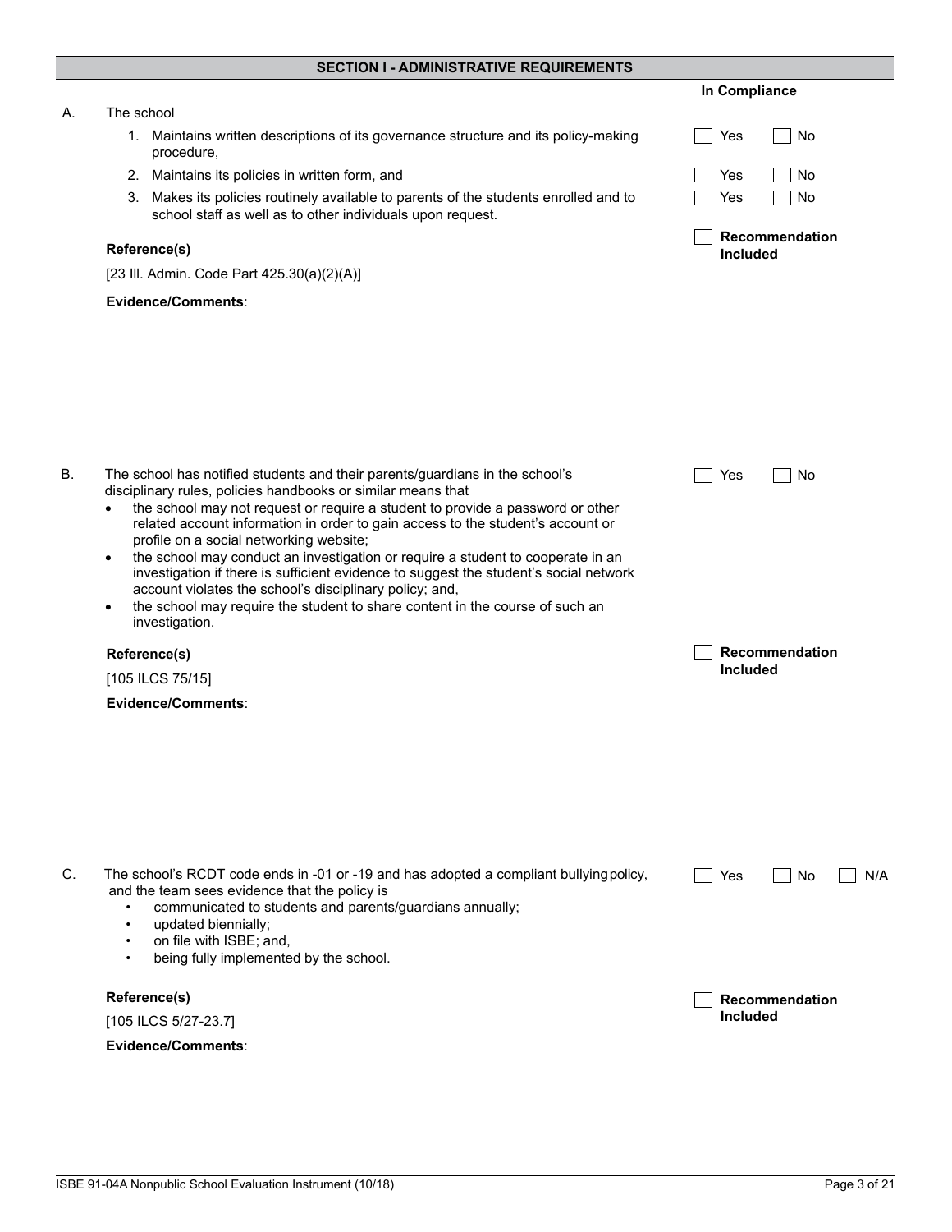## SECTION I - ADMINISTRATIVE REQUIREMENTS

**In Compliance**

A. The school

1. Maintains written descriptions of its governance structure and its policy-making procedure, — ☐ Yes ☐ No
2. Maintains its policies in written form, and — ☐ Yes ☐ No
3. Makes its policies routinely available to parents of the students enrolled and to school staff as well as to other individuals upon request. — ☐ Yes ☐ No

☐ **Recommendation Included**

**Reference(s)**

[23 Ill. Admin. Code Part 425.30(a)(2)(A)]

**Evidence/Comments**:

B. The school has notified students and their parents/guardians in the school's disciplinary rules, policies handbooks or similar means that — ☐ Yes ☐ No

- the school may not request or require a student to provide a password or other related account information in order to gain access to the student's account or profile on a social networking website;
- the school may conduct an investigation or require a student to cooperate in an investigation if there is sufficient evidence to suggest the student's social network account violates the school's disciplinary policy; and,
- the school may require the student to share content in the course of such an investigation.

☐ **Recommendation Included**

**Reference(s)**

[105 ILCS 75/15]

**Evidence/Comments**:

C. The school's RCDT code ends in -01 or -19 and has adopted a compliant bullying policy, and the team sees evidence that the policy is — ☐ Yes ☐ No ☐ N/A

- communicated to students and parents/guardians annually;
- updated biennially;
- on file with ISBE; and,
- being fully implemented by the school.

☐ **Recommendation Included**

**Reference(s)**

[105 ILCS 5/27-23.7]

**Evidence/Comments**: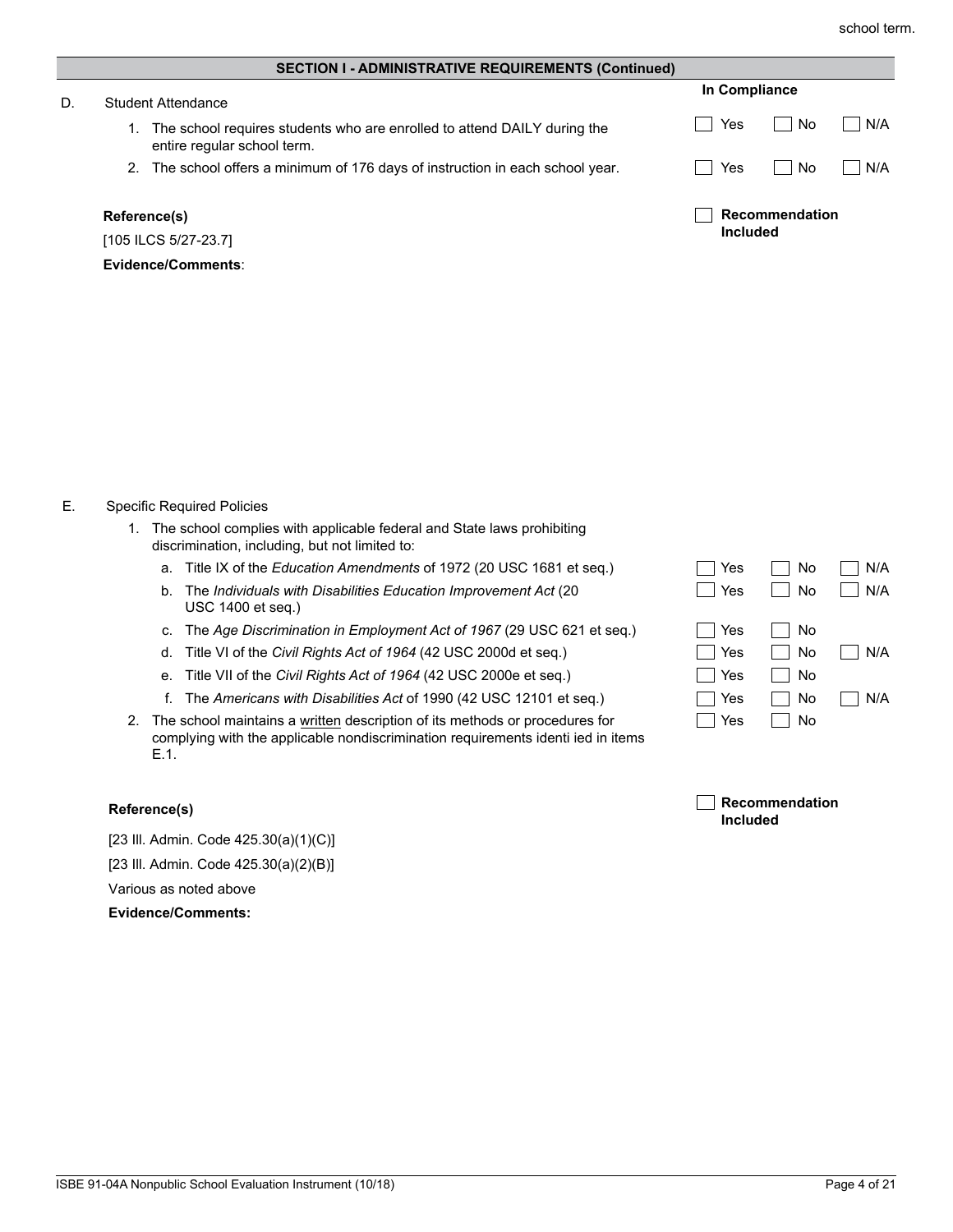school term.

## SECTION I - ADMINISTRATIVE REQUIREMENTS (Continued)

**D.** Student Attendance

| | In Compliance | | |
|---|---|---|---|
| 1. The school requires students who are enrolled to attend DAILY during the entire regular school term. | ☐ Yes | ☐ No | ☐ N/A |
| 2. The school offers a minimum of 176 days of instruction in each school year. | ☐ Yes | ☐ No | ☐ N/A |

**Reference(s)**

[105 ILCS 5/27-23.7]

☐ **Recommendation Included**

**Evidence/Comments**:

**E.** Specific Required Policies

1. The school complies with applicable federal and State laws prohibiting discrimination, including, but not limited to:

| | | | |
|---|---|---|---|
| a. Title IX of the *Education Amendments* of 1972 (20 USC 1681 et seq.) | ☐ Yes | ☐ No | ☐ N/A |
| b. The *Individuals with Disabilities Education Improvement Act* (20 USC 1400 et seq.) | ☐ Yes | ☐ No | ☐ N/A |
| c. The *Age Discrimination in Employment Act of 1967* (29 USC 621 et seq.) | ☐ Yes | ☐ No | |
| d. Title VI of the *Civil Rights Act of 1964* (42 USC 2000d et seq.) | ☐ Yes | ☐ No | ☐ N/A |
| e. Title VII of the *Civil Rights Act of 1964* (42 USC 2000e et seq.) | ☐ Yes | ☐ No | |
| f. The *Americans with Disabilities Act* of 1990 (42 USC 12101 et seq.) | ☐ Yes | ☐ No | ☐ N/A |
| 2. The school maintains a written description of its methods or procedures for complying with the applicable nondiscrimination requirements identi ied in items E.1. | ☐ Yes | ☐ No | |

**Reference(s)**

☐ **Recommendation Included**

[23 Ill. Admin. Code 425.30(a)(1)(C)]

[23 Ill. Admin. Code 425.30(a)(2)(B)]

Various as noted above

**Evidence/Comments:**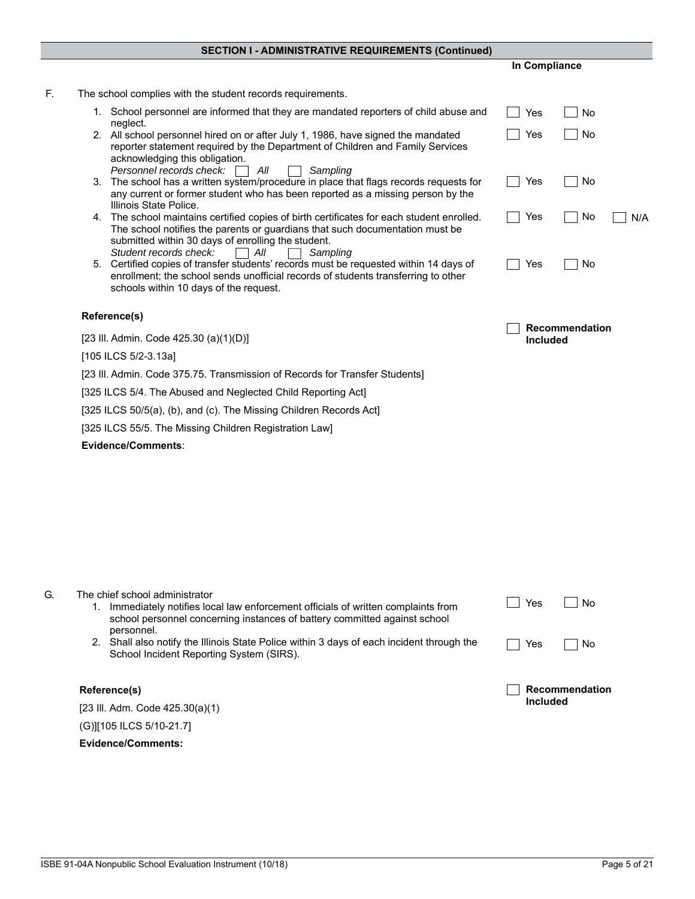## SECTION I - ADMINISTRATIVE REQUIREMENTS (Continued)

**In Compliance**

F. The school complies with the student records requirements.

1. School personnel are informed that they are mandated reporters of child abuse and neglect. ☐ Yes ☐ No
2. All school personnel hired on or after July 1, 1986, have signed the mandated reporter statement required by the Department of Children and Family Services acknowledging this obligation. ☐ Yes ☐ No
   *Personnel records check:* ☐ *All* ☐ *Sampling*
3. The school has a written system/procedure in place that flags records requests for any current or former student who has been reported as a missing person by the Illinois State Police. ☐ Yes ☐ No
4. The school maintains certified copies of birth certificates for each student enrolled. The school notifies the parents or guardians that such documentation must be submitted within 30 days of enrolling the student. ☐ Yes ☐ No ☐ N/A
   *Student records check:* ☐ *All* ☐ *Sampling*
5. Certified copies of transfer students' records must be requested within 14 days of enrollment; the school sends unofficial records of students transferring to other schools within 10 days of the request. ☐ Yes ☐ No

**Reference(s)**

☐ **Recommendation Included**

[23 Ill. Admin. Code 425.30 (a)(1)(D)]

[105 ILCS 5/2-3.13a]

[23 Ill. Admin. Code 375.75. Transmission of Records for Transfer Students]

[325 ILCS 5/4. The Abused and Neglected Child Reporting Act]

[325 ILCS 50/5(a), (b), and (c). The Missing Children Records Act]

[325 ILCS 55/5. The Missing Children Registration Law]

**Evidence/Comments**:

G. The chief school administrator

1. Immediately notifies local law enforcement officials of written complaints from school personnel concerning instances of battery committed against school personnel. ☐ Yes ☐ No
2. Shall also notify the Illinois State Police within 3 days of each incident through the School Incident Reporting System (SIRS). ☐ Yes ☐ No

**Reference(s)**

☐ **Recommendation Included**

[23 Ill. Adm. Code 425.30(a)(1)

(G)][105 ILCS 5/10-21.7]

**Evidence/Comments:**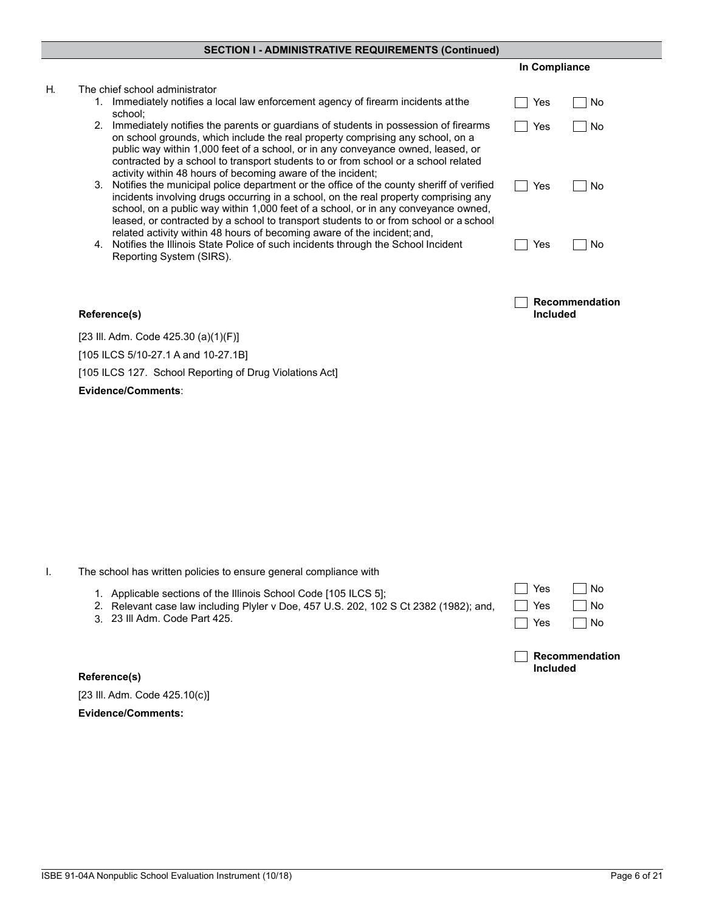## SECTION I - ADMINISTRATIVE REQUIREMENTS (Continued)

**In Compliance**

H. The chief school administrator

1. Immediately notifies a local law enforcement agency of firearm incidents at the school; ☐ Yes ☐ No
2. Immediately notifies the parents or guardians of students in possession of firearms on school grounds, which include the real property comprising any school, on a public way within 1,000 feet of a school, or in any conveyance owned, leased, or contracted by a school to transport students to or from school or a school related activity within 48 hours of becoming aware of the incident; ☐ Yes ☐ No
3. Notifies the municipal police department or the office of the county sheriff of verified incidents involving drugs occurring in a school, on the real property comprising any school, on a public way within 1,000 feet of a school, or in any conveyance owned, leased, or contracted by a school to transport students to or from school or a school related activity within 48 hours of becoming aware of the incident; and, ☐ Yes ☐ No
4. Notifies the Illinois State Police of such incidents through the School Incident Reporting System (SIRS). ☐ Yes ☐ No

☐ **Recommendation Included**

**Reference(s)**

[23 Ill. Adm. Code 425.30 (a)(1)(F)]

[105 ILCS 5/10-27.1 A and 10-27.1B]

[105 ILCS 127. School Reporting of Drug Violations Act]

**Evidence/Comments**:

I. The school has written policies to ensure general compliance with

1. Applicable sections of the Illinois School Code [105 ILCS 5]; ☐ Yes ☐ No
2. Relevant case law including Plyler v Doe, 457 U.S. 202, 102 S Ct 2382 (1982); and, ☐ Yes ☐ No
3. 23 Ill Adm. Code Part 425. ☐ Yes ☐ No

☐ **Recommendation Included**

**Reference(s)**

[23 Ill. Adm. Code 425.10(c)]

**Evidence/Comments:**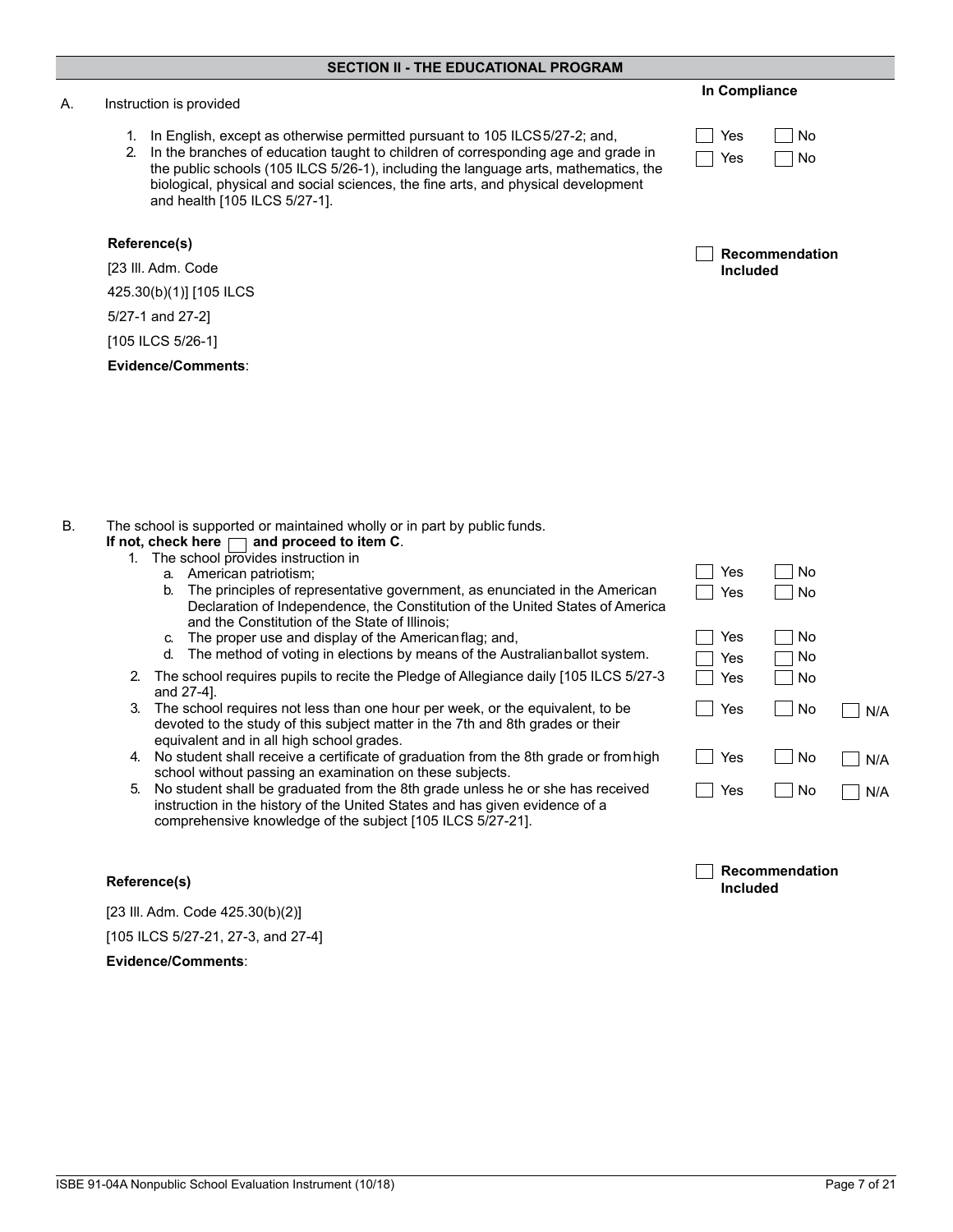## SECTION II - THE EDUCATIONAL PROGRAM

A. Instruction is provided

| | In Compliance | |
|---|---|---|
| 1. In English, except as otherwise permitted pursuant to 105 ILCS 5/27-2; and, | ☐ Yes | ☐ No |
| 2. In the branches of education taught to children of corresponding age and grade in the public schools (105 ILCS 5/26-1), including the language arts, mathematics, the biological, physical and social sciences, the fine arts, and physical development and health [105 ILCS 5/27-1]. | ☐ Yes | ☐ No |

**Reference(s)**

[23 Ill. Adm. Code 425.30(b)(1)] [105 ILCS 5/27-1 and 27-2]

[105 ILCS 5/26-1]

☐ **Recommendation Included**

**Evidence/Comments**:

B. The school is supported or maintained wholly or in part by public funds.
**If not, check here ☐ and proceed to item C**.

| | | | |
|---|---|---|---|
| 1. The school provides instruction in | | | |
| a. American patriotism; | ☐ Yes | ☐ No | |
| b. The principles of representative government, as enunciated in the American Declaration of Independence, the Constitution of the United States of America and the Constitution of the State of Illinois; | ☐ Yes | ☐ No | |
| c. The proper use and display of the American flag; and, | ☐ Yes | ☐ No | |
| d. The method of voting in elections by means of the Australian ballot system. | ☐ Yes | ☐ No | |
| 2. The school requires pupils to recite the Pledge of Allegiance daily [105 ILCS 5/27-3 and 27-4]. | ☐ Yes | ☐ No | |
| 3. The school requires not less than one hour per week, or the equivalent, to be devoted to the study of this subject matter in the 7th and 8th grades or their equivalent and in all high school grades. | ☐ Yes | ☐ No | ☐ N/A |
| 4. No student shall receive a certificate of graduation from the 8th grade or from high school without passing an examination on these subjects. | ☐ Yes | ☐ No | ☐ N/A |
| 5. No student shall be graduated from the 8th grade unless he or she has received instruction in the history of the United States and has given evidence of a comprehensive knowledge of the subject [105 ILCS 5/27-21]. | ☐ Yes | ☐ No | ☐ N/A |

**Reference(s)**

☐ **Recommendation Included**

[23 Ill. Adm. Code 425.30(b)(2)]

[105 ILCS 5/27-21, 27-3, and 27-4]

**Evidence/Comments**: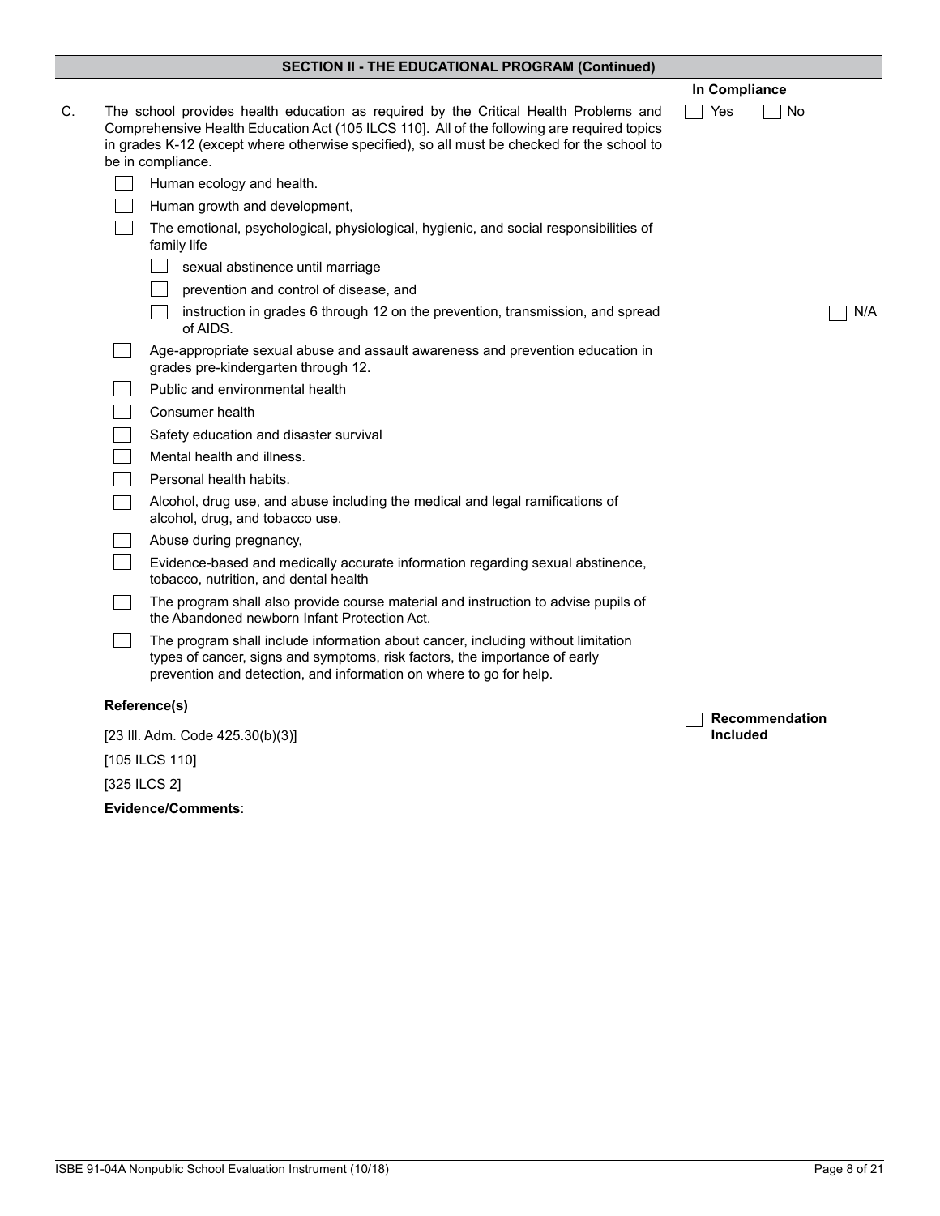## SECTION II - THE EDUCATIONAL PROGRAM (Continued)

**In Compliance**

C. The school provides health education as required by the Critical Health Problems and Comprehensive Health Education Act (105 ILCS 110]. All of the following are required topics in grades K-12 (except where otherwise specified), so all must be checked for the school to be in compliance.

☐ Yes ☐ No

- ☐ Human ecology and health.
- ☐ Human growth and development,
- ☐ The emotional, psychological, physiological, hygienic, and social responsibilities of family life
  - ☐ sexual abstinence until marriage
  - ☐ prevention and control of disease, and
  - ☐ instruction in grades 6 through 12 on the prevention, transmission, and spread of AIDS. ☐ N/A
- ☐ Age-appropriate sexual abuse and assault awareness and prevention education in grades pre-kindergarten through 12.
- ☐ Public and environmental health
- ☐ Consumer health
- ☐ Safety education and disaster survival
- ☐ Mental health and illness.
- ☐ Personal health habits.
- ☐ Alcohol, drug use, and abuse including the medical and legal ramifications of alcohol, drug, and tobacco use.
- ☐ Abuse during pregnancy,
- ☐ Evidence-based and medically accurate information regarding sexual abstinence, tobacco, nutrition, and dental health
- ☐ The program shall also provide course material and instruction to advise pupils of the Abandoned newborn Infant Protection Act.
- ☐ The program shall include information about cancer, including without limitation types of cancer, signs and symptoms, risk factors, the importance of early prevention and detection, and information on where to go for help.

**Reference(s)**

[23 Ill. Adm. Code 425.30(b)(3)]

[105 ILCS 110]

[325 ILCS 2]

☐ **Recommendation Included**

**Evidence/Comments**: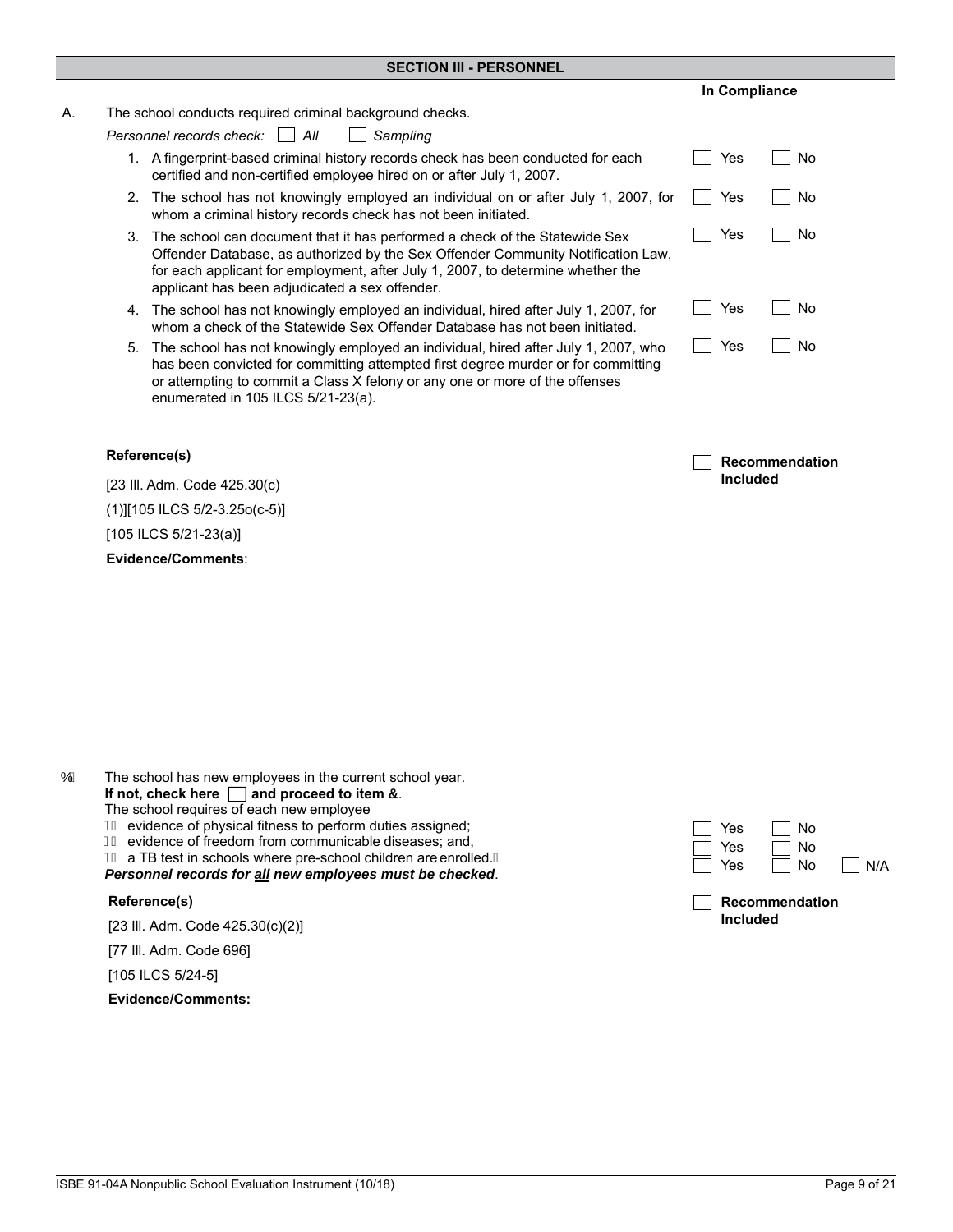## SECTION III - PERSONNEL

**In Compliance**

A. The school conducts required criminal background checks.

*Personnel records check:* ☐ *All* ☐ *Sampling*

| | In Compliance |
|---|---|
| 1. A fingerprint-based criminal history records check has been conducted for each certified and non-certified employee hired on or after July 1, 2007. | ☐ Yes ☐ No |
| 2. The school has not knowingly employed an individual on or after July 1, 2007, for whom a criminal history records check has not been initiated. | ☐ Yes ☐ No |
| 3. The school can document that it has performed a check of the Statewide Sex Offender Database, as authorized by the Sex Offender Community Notification Law, for each applicant for employment, after July 1, 2007, to determine whether the applicant has been adjudicated a sex offender. | ☐ Yes ☐ No |
| 4. The school has not knowingly employed an individual, hired after July 1, 2007, for whom a check of the Statewide Sex Offender Database has not been initiated. | ☐ Yes ☐ No |
| 5. The school has not knowingly employed an individual, hired after July 1, 2007, who has been convicted for committing attempted first degree murder or for committing or attempting to commit a Class X felony or any one or more of the offenses enumerated in 105 ILCS 5/21-23(a). | ☐ Yes ☐ No |

**Reference(s)**

[23 Ill. Adm. Code 425.30(c)(1)][105 ILCS 5/2-3.25o(c-5)]

[105 ILCS 5/21-23(a)]

☐ **Recommendation Included**

**Evidence/Comments**:

B. The school has new employees in the current school year.
**If not, check here ☐ and proceed to item C**.
The school requires of each new employee

| | In Compliance |
|---|---|
| 1. evidence of physical fitness to perform duties assigned; | ☐ Yes ☐ No |
| 2. evidence of freedom from communicable diseases; and, | ☐ Yes ☐ No |
| 3. a TB test in schools where pre-school children are enrolled. | ☐ Yes ☐ No ☐ N/A |

***Personnel records for all new employees must be checked***.

**Reference(s)**

[23 Ill. Adm. Code 425.30(c)(2)]

[77 Ill. Adm. Code 696]

[105 ILCS 5/24-5]

☐ **Recommendation Included**

**Evidence/Comments:**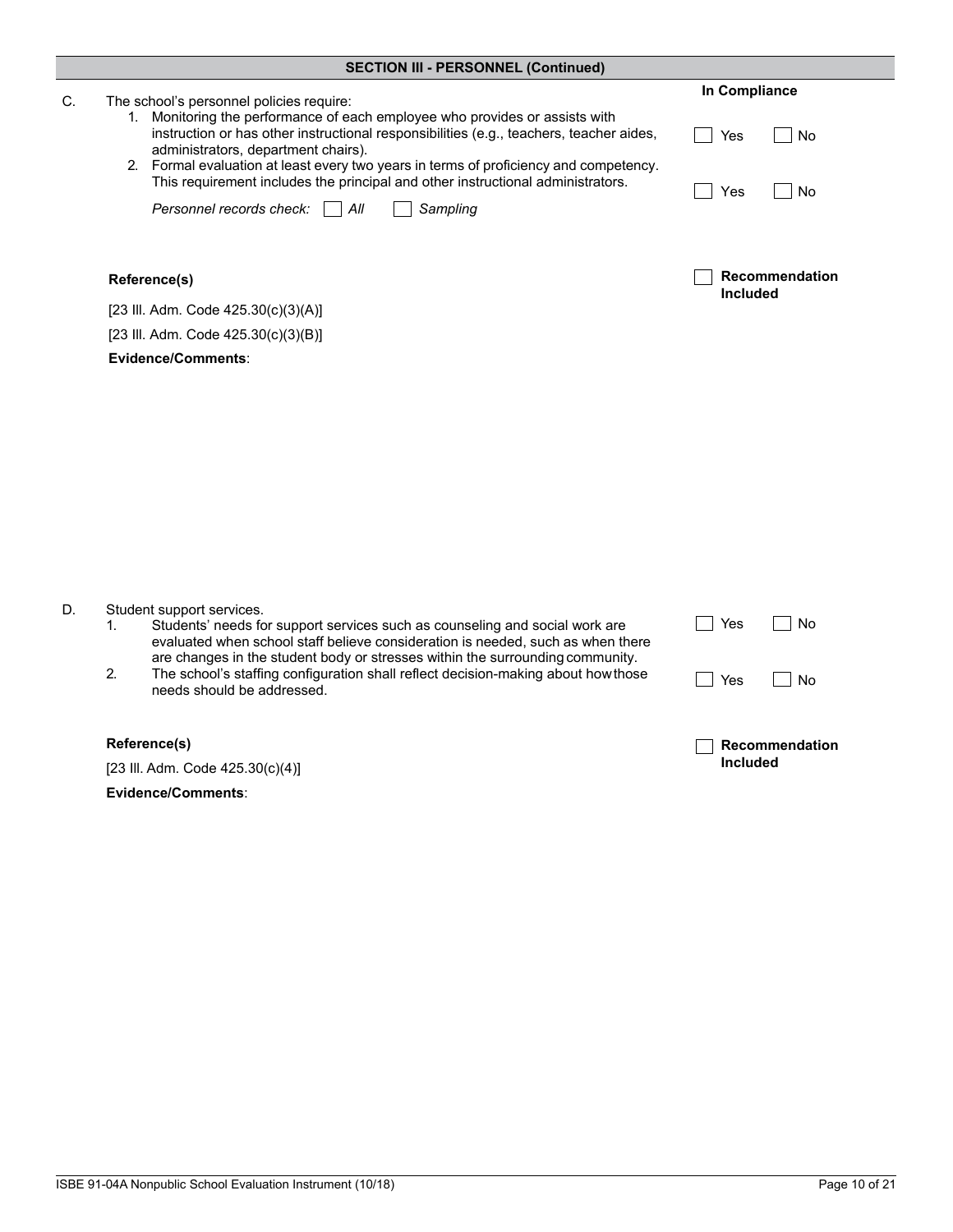## SECTION III - PERSONNEL (Continued)

C. The school's personnel policies require:

1. Monitoring the performance of each employee who provides or assists with instruction or has other instructional responsibilities (e.g., teachers, teacher aides, administrators, department chairs).
2. Formal evaluation at least every two years in terms of proficiency and competency. This requirement includes the principal and other instructional administrators.

*Personnel records check:* ☐ *All* ☐ *Sampling*

**In Compliance**

1. ☐ Yes ☐ No
2. ☐ Yes ☐ No

☐ **Recommendation Included**

**Reference(s)**

[23 Ill. Adm. Code 425.30(c)(3)(A)]

[23 Ill. Adm. Code 425.30(c)(3)(B)]

**Evidence/Comments**:

D. Student support services.

1. Students' needs for support services such as counseling and social work are evaluated when school staff believe consideration is needed, such as when there are changes in the student body or stresses within the surrounding community.
2. The school's staffing configuration shall reflect decision-making about how those needs should be addressed.

**In Compliance**

1. ☐ Yes ☐ No
2. ☐ Yes ☐ No

☐ **Recommendation Included**

**Reference(s)**

[23 Ill. Adm. Code 425.30(c)(4)]

**Evidence/Comments**: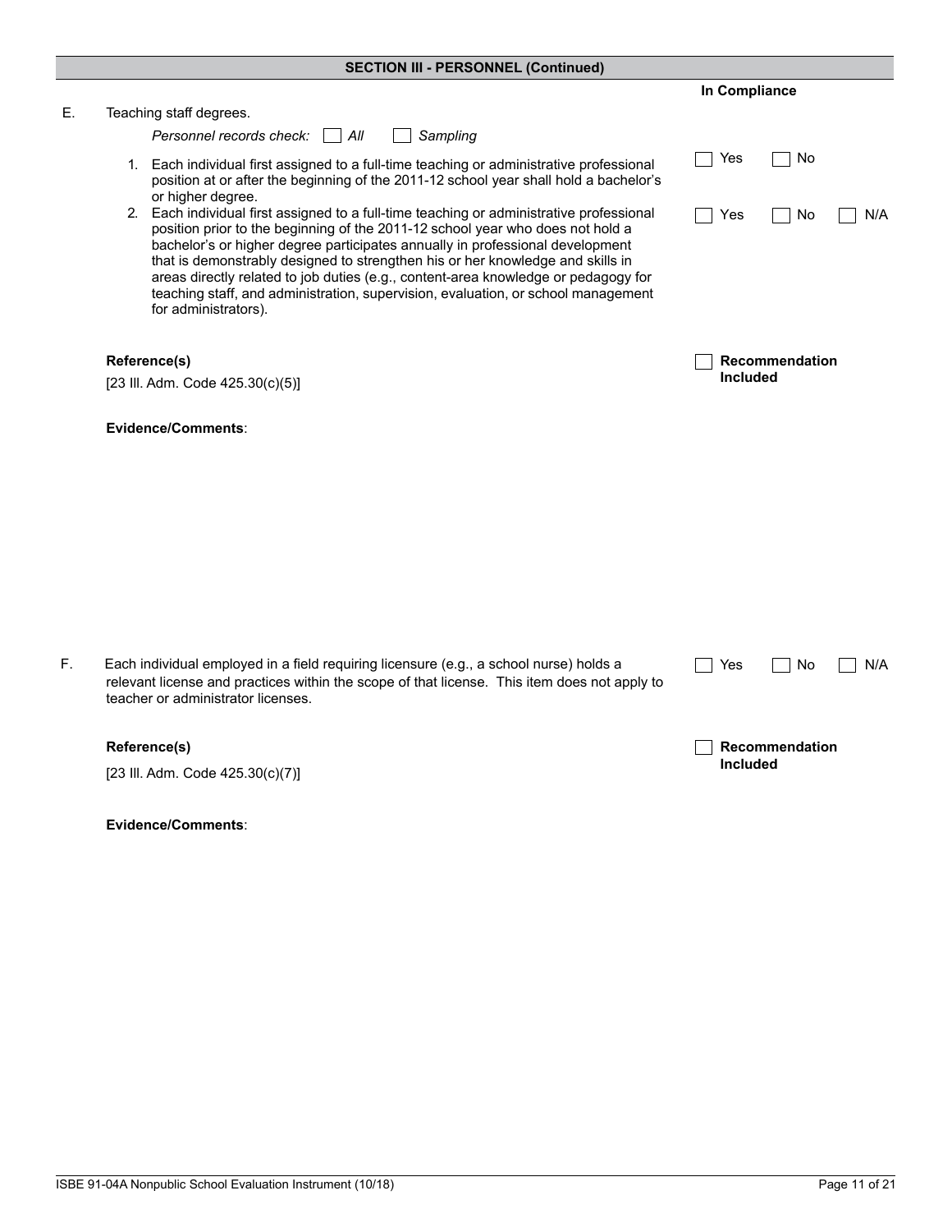## SECTION III - PERSONNEL (Continued)

**In Compliance**

E. Teaching staff degrees.

*Personnel records check:* ☐ *All* ☐ *Sampling*

1. Each individual first assigned to a full-time teaching or administrative professional position at or after the beginning of the 2011-12 school year shall hold a bachelor's or higher degree.

   ☐ Yes ☐ No

2. Each individual first assigned to a full-time teaching or administrative professional position prior to the beginning of the 2011-12 school year who does not hold a bachelor's or higher degree participates annually in professional development that is demonstrably designed to strengthen his or her knowledge and skills in areas directly related to job duties (e.g., content-area knowledge or pedagogy for teaching staff, and administration, supervision, evaluation, or school management for administrators).

   ☐ Yes ☐ No ☐ N/A

**Reference(s)**

[23 Ill. Adm. Code 425.30(c)(5)]

☐ **Recommendation Included**

**Evidence/Comments**:

F. Each individual employed in a field requiring licensure (e.g., a school nurse) holds a relevant license and practices within the scope of that license. This item does not apply to teacher or administrator licenses.

☐ Yes ☐ No ☐ N/A

**Reference(s)**

[23 Ill. Adm. Code 425.30(c)(7)]

☐ **Recommendation Included**

**Evidence/Comments**: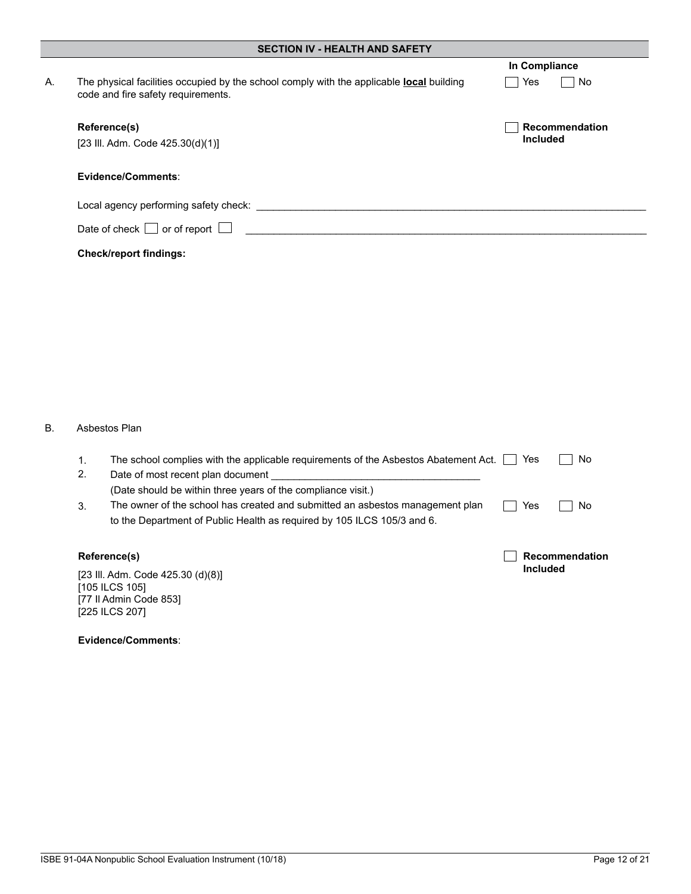## SECTION IV - HEALTH AND SAFETY

**In Compliance**

A. The physical facilities occupied by the school comply with the applicable **local** building code and fire safety requirements. ☐ Yes ☐ No

**Reference(s)**

[23 Ill. Adm. Code 425.30(d)(1)]

☐ **Recommendation Included**

**Evidence/Comments**:

Local agency performing safety check: ______________________________________________

Date of check ☐ or of report ☐ ______________________________________________

**Check/report findings:**

B. Asbestos Plan

1. The school complies with the applicable requirements of the Asbestos Abatement Act. ☐ Yes ☐ No
2. Date of most recent plan document ____________________________________
   (Date should be within three years of the compliance visit.)
3. The owner of the school has created and submitted an asbestos management plan to the Department of Public Health as required by 105 ILCS 105/3 and 6. ☐ Yes ☐ No

**Reference(s)**

[23 Ill. Adm. Code 425.30 (d)(8)]
[105 ILCS 105]
[77 Il Admin Code 853]
[225 ILCS 207]

☐ **Recommendation Included**

**Evidence/Comments**: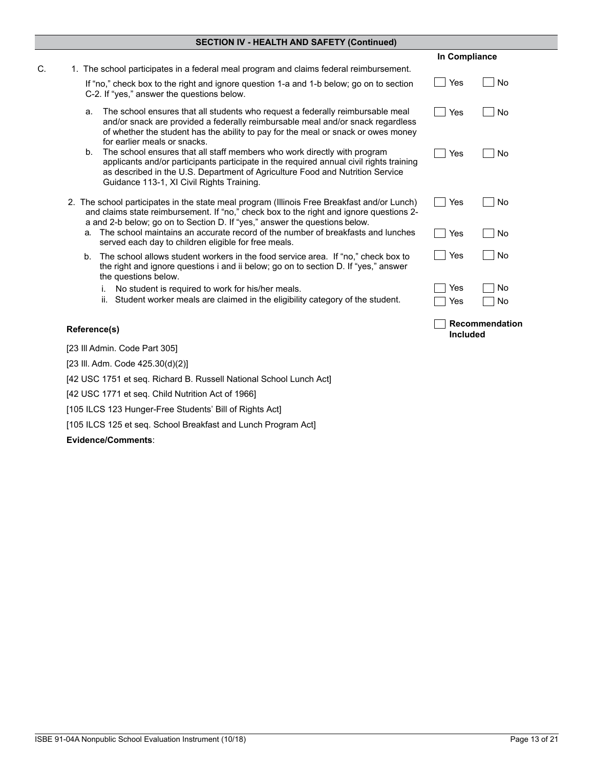## SECTION IV - HEALTH AND SAFETY (Continued)

| | In Compliance |
|---|---|
| **C.** 1. The school participates in a federal meal program and claims federal reimbursement.<br>If "no," check box to the right and ignore question 1-a and 1-b below; go on to section C-2. If "yes," answer the questions below. | ☐ Yes ☐ No |
| a. The school ensures that all students who request a federally reimbursable meal and/or snack are provided a federally reimbursable meal and/or snack regardless of whether the student has the ability to pay for the meal or snack or owes money for earlier meals or snacks. | ☐ Yes ☐ No |
| b. The school ensures that all staff members who work directly with program applicants and/or participants participate in the required annual civil rights training as described in the U.S. Department of Agriculture Food and Nutrition Service Guidance 113-1, XI Civil Rights Training. | ☐ Yes ☐ No |
| 2. The school participates in the state meal program (Illinois Free Breakfast and/or Lunch) and claims state reimbursement. If "no," check box to the right and ignore questions 2-a and 2-b below; go on to Section D. If "yes," answer the questions below. | ☐ Yes ☐ No |
| a. The school maintains an accurate record of the number of breakfasts and lunches served each day to children eligible for free meals. | ☐ Yes ☐ No |
| b. The school allows student workers in the food service area. If "no," check box to the right and ignore questions i and ii below; go on to section D. If "yes," answer the questions below. | ☐ Yes ☐ No |
| i. No student is required to work for his/her meals. | ☐ Yes ☐ No |
| ii. Student worker meals are claimed in the eligibility category of the student. | ☐ Yes ☐ No |

**Reference(s)**

☐ **Recommendation Included**

[23 Ill Admin. Code Part 305]

[23 Ill. Adm. Code 425.30(d)(2)]

[42 USC 1751 et seq. Richard B. Russell National School Lunch Act]

[42 USC 1771 et seq. Child Nutrition Act of 1966]

[105 ILCS 123 Hunger-Free Students' Bill of Rights Act]

[105 ILCS 125 et seq. School Breakfast and Lunch Program Act]

**Evidence/Comments**: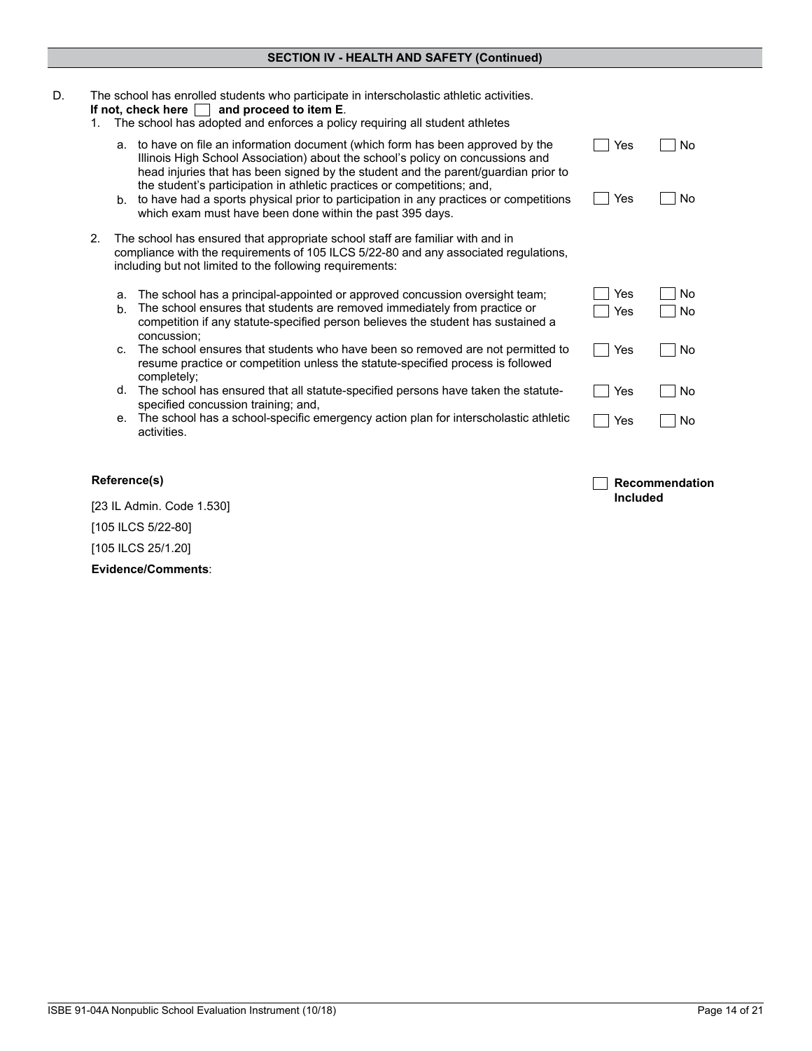## SECTION IV - HEALTH AND SAFETY (Continued)

D. The school has enrolled students who participate in interscholastic athletic activities.
**If not, check here ☐ and proceed to item E**.

1. The school has adopted and enforces a policy requiring all student athletes

   a. to have on file an information document (which form has been approved by the Illinois High School Association) about the school's policy on concussions and head injuries that has been signed by the student and the parent/guardian prior to the student's participation in athletic practices or competitions; and, ☐ Yes ☐ No

   b. to have had a sports physical prior to participation in any practices or competitions which exam must have been done within the past 395 days. ☐ Yes ☐ No

2. The school has ensured that appropriate school staff are familiar with and in compliance with the requirements of 105 ILCS 5/22-80 and any associated regulations, including but not limited to the following requirements:

   a. The school has a principal-appointed or approved concussion oversight team; ☐ Yes ☐ No

   b. The school ensures that students are removed immediately from practice or competition if any statute-specified person believes the student has sustained a concussion; ☐ Yes ☐ No

   c. The school ensures that students who have been so removed are not permitted to resume practice or competition unless the statute-specified process is followed completely; ☐ Yes ☐ No

   d. The school has ensured that all statute-specified persons have taken the statute-specified concussion training; and, ☐ Yes ☐ No

   e. The school has a school-specific emergency action plan for interscholastic athletic activities. ☐ Yes ☐ No

**Reference(s)**

☐ **Recommendation Included**

[23 IL Admin. Code 1.530]

[105 ILCS 5/22-80]

[105 ILCS 25/1.20]

**Evidence/Comments**: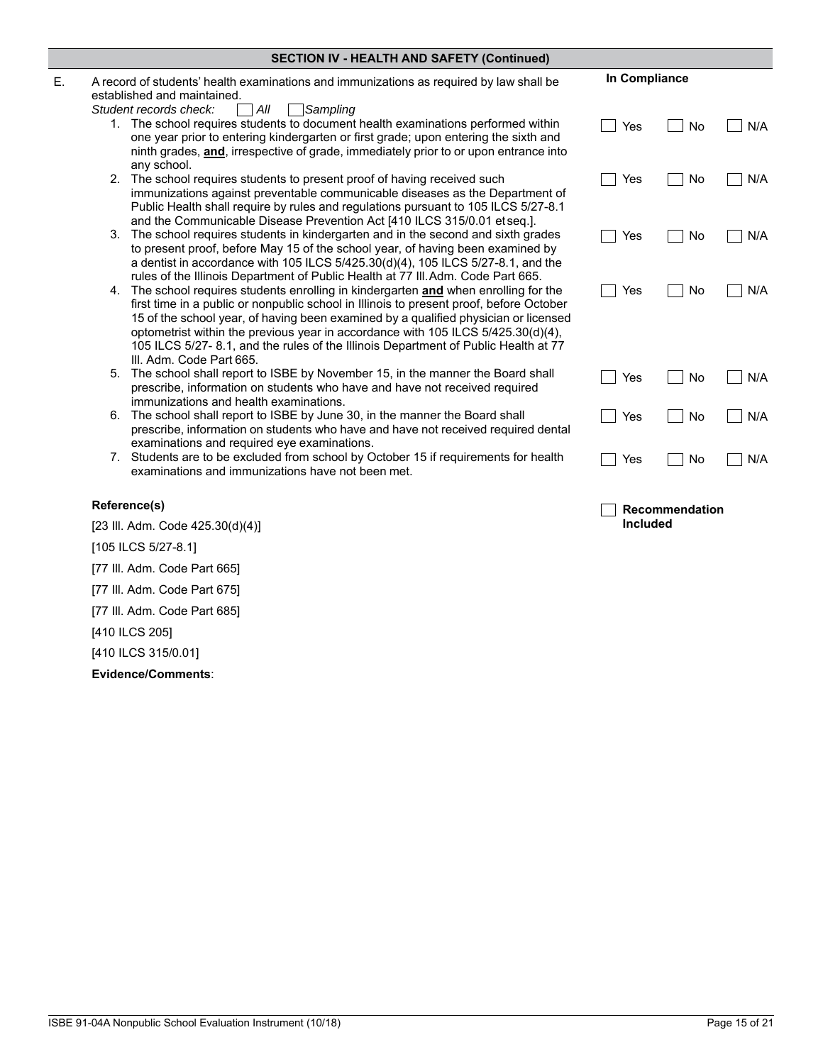## SECTION IV - HEALTH AND SAFETY (Continued)

| | | In Compliance | | |
|---|---|---|---|---|
| E. | A record of students' health examinations and immunizations as required by law shall be established and maintained.<br>*Student records check:* ☐ *All* ☐ *Sampling* | | | |
| | 1. The school requires students to document health examinations performed within one year prior to entering kindergarten or first grade; upon entering the sixth and ninth grades, **and**, irrespective of grade, immediately prior to or upon entrance into any school. | ☐ Yes | ☐ No | ☐ N/A |
| | 2. The school requires students to present proof of having received such immunizations against preventable communicable diseases as the Department of Public Health shall require by rules and regulations pursuant to 105 ILCS 5/27-8.1 and the Communicable Disease Prevention Act [410 ILCS 315/0.01 et seq.]. | ☐ Yes | ☐ No | ☐ N/A |
| | 3. The school requires students in kindergarten and in the second and sixth grades to present proof, before May 15 of the school year, of having been examined by a dentist in accordance with 105 ILCS 5/425.30(d)(4), 105 ILCS 5/27-8.1, and the rules of the Illinois Department of Public Health at 77 Ill. Adm. Code Part 665. | ☐ Yes | ☐ No | ☐ N/A |
| | 4. The school requires students enrolling in kindergarten **and** when enrolling for the first time in a public or nonpublic school in Illinois to present proof, before October 15 of the school year, of having been examined by a qualified physician or licensed optometrist within the previous year in accordance with 105 ILCS 5/425.30(d)(4), 105 ILCS 5/27- 8.1, and the rules of the Illinois Department of Public Health at 77 Ill. Adm. Code Part 665. | ☐ Yes | ☐ No | ☐ N/A |
| | 5. The school shall report to ISBE by November 15, in the manner the Board shall prescribe, information on students who have and have not received required immunizations and health examinations. | ☐ Yes | ☐ No | ☐ N/A |
| | 6. The school shall report to ISBE by June 30, in the manner the Board shall prescribe, information on students who have and have not received required dental examinations and required eye examinations. | ☐ Yes | ☐ No | ☐ N/A |
| | 7. Students are to be excluded from school by October 15 if requirements for health examinations and immunizations have not been met. | ☐ Yes | ☐ No | ☐ N/A |

**Reference(s)**

☐ **Recommendation Included**

[23 Ill. Adm. Code 425.30(d)(4)]

[105 ILCS 5/27-8.1]

[77 Ill. Adm. Code Part 665]

[77 Ill. Adm. Code Part 675]

[77 Ill. Adm. Code Part 685]

[410 ILCS 205]

[410 ILCS 315/0.01]

**Evidence/Comments**: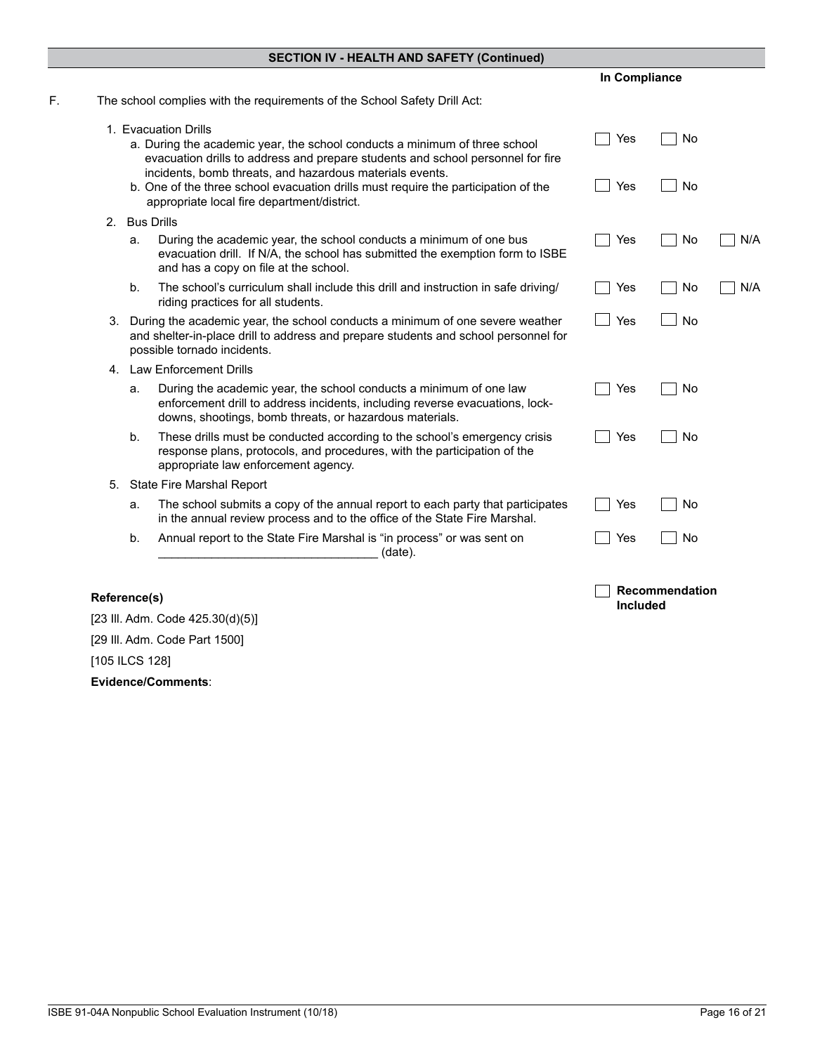## SECTION IV - HEALTH AND SAFETY (Continued)

**In Compliance**

F. The school complies with the requirements of the School Safety Drill Act:

1. Evacuation Drills
   a. During the academic year, the school conducts a minimum of three school evacuation drills to address and prepare students and school personnel for fire incidents, bomb threats, and hazardous materials events. ☐ Yes ☐ No
   b. One of the three school evacuation drills must require the participation of the appropriate local fire department/district. ☐ Yes ☐ No

2. Bus Drills
   a. During the academic year, the school conducts a minimum of one bus evacuation drill. If N/A, the school has submitted the exemption form to ISBE and has a copy on file at the school. ☐ Yes ☐ No ☐ N/A
   b. The school's curriculum shall include this drill and instruction in safe driving/riding practices for all students. ☐ Yes ☐ No ☐ N/A

3. During the academic year, the school conducts a minimum of one severe weather and shelter-in-place drill to address and prepare students and school personnel for possible tornado incidents. ☐ Yes ☐ No

4. Law Enforcement Drills
   a. During the academic year, the school conducts a minimum of one law enforcement drill to address incidents, including reverse evacuations, lock-downs, shootings, bomb threats, or hazardous materials. ☐ Yes ☐ No
   b. These drills must be conducted according to the school's emergency crisis response plans, protocols, and procedures, with the participation of the appropriate law enforcement agency. ☐ Yes ☐ No

5. State Fire Marshal Report
   a. The school submits a copy of the annual report to each party that participates in the annual review process and to the office of the State Fire Marshal. ☐ Yes ☐ No
   b. Annual report to the State Fire Marshal is "in process" or was sent on ________________________________ (date). ☐ Yes ☐ No

**Reference(s)**

[23 Ill. Adm. Code 425.30(d)(5)]

[29 Ill. Adm. Code Part 1500]

[105 ILCS 128]

☐ **Recommendation Included**

**Evidence/Comments**: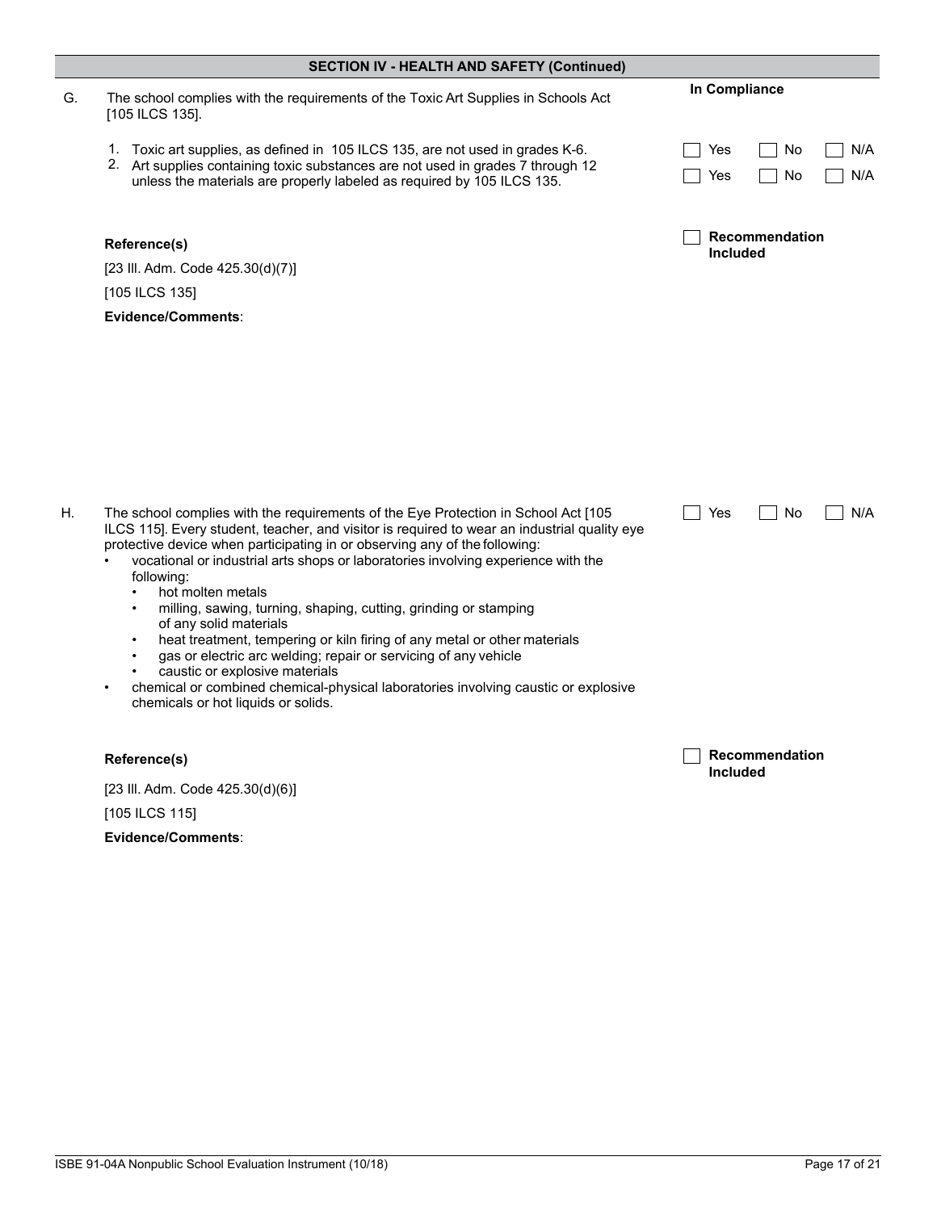## SECTION IV - HEALTH AND SAFETY (Continued)

| | | In Compliance |
|---|---|---|
| G. | The school complies with the requirements of the Toxic Art Supplies in Schools Act [105 ILCS 135]. | |
| | 1. Toxic art supplies, as defined in 105 ILCS 135, are not used in grades K-6. | ☐ Yes ☐ No ☐ N/A |
| | 2. Art supplies containing toxic substances are not used in grades 7 through 12 unless the materials are properly labeled as required by 105 ILCS 135. | ☐ Yes ☐ No ☐ N/A |

**Reference(s)**

[23 Ill. Adm. Code 425.30(d)(7)]

[105 ILCS 135]

☐ **Recommendation Included**

**Evidence/Comments**:

H. The school complies with the requirements of the Eye Protection in School Act [105 ILCS 115]. Every student, teacher, and visitor is required to wear an industrial quality eye protective device when participating in or observing any of the following:

☐ Yes ☐ No ☐ N/A

- vocational or industrial arts shops or laboratories involving experience with the following:
  - hot molten metals
  - milling, sawing, turning, shaping, cutting, grinding or stamping of any solid materials
  - heat treatment, tempering or kiln firing of any metal or other materials
  - gas or electric arc welding; repair or servicing of any vehicle
  - caustic or explosive materials
- chemical or combined chemical-physical laboratories involving caustic or explosive chemicals or hot liquids or solids.

**Reference(s)**

[23 Ill. Adm. Code 425.30(d)(6)]

[105 ILCS 115]

☐ **Recommendation Included**

**Evidence/Comments**: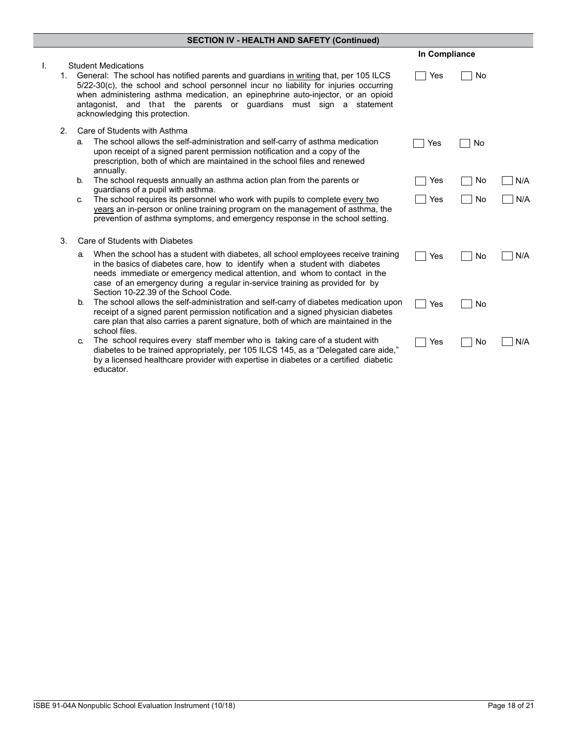## SECTION IV - HEALTH AND SAFETY (Continued)

| | In Compliance | | |
|---|---|---|---|
| **I. Student Medications** | | | |
| 1. General: The school has notified parents and guardians <u>in writing</u> that, per 105 ILCS 5/22-30(c), the school and school personnel incur no liability for injuries occurring when administering asthma medication, an epinephrine auto-injector, or an opioid antagonist, and that the parents or guardians must sign a statement acknowledging this protection. | ☐ Yes | ☐ No | |
| 2. Care of Students with Asthma | | | |
| a. The school allows the self-administration and self-carry of asthma medication upon receipt of a signed parent permission notification and a copy of the prescription, both of which are maintained in the school files and renewed annually. | ☐ Yes | ☐ No | |
| b. The school requests annually an asthma action plan from the parents or guardians of a pupil with asthma. | ☐ Yes | ☐ No | ☐ N/A |
| c. The school requires its personnel who work with pupils to complete <u>every two years</u> an in-person or online training program on the management of asthma, the prevention of asthma symptoms, and emergency response in the school setting. | ☐ Yes | ☐ No | ☐ N/A |
| 3. Care of Students with Diabetes | | | |
| a. When the school has a student with diabetes, all school employees receive training in the basics of diabetes care, how to identify when a student with diabetes needs immediate or emergency medical attention, and whom to contact in the case of an emergency during a regular in-service training as provided for by Section 10-22.39 of the School Code. | ☐ Yes | ☐ No | ☐ N/A |
| b. The school allows the self-administration and self-carry of diabetes medication upon receipt of a signed parent permission notification and a signed physician diabetes care plan that also carries a parent signature, both of which are maintained in the school files. | ☐ Yes | ☐ No | |
| c. The school requires every staff member who is taking care of a student with diabetes to be trained appropriately, per 105 ILCS 145, as a "Delegated care aide," by a licensed healthcare provider with expertise in diabetes or a certified diabetic educator. | ☐ Yes | ☐ No | ☐ N/A |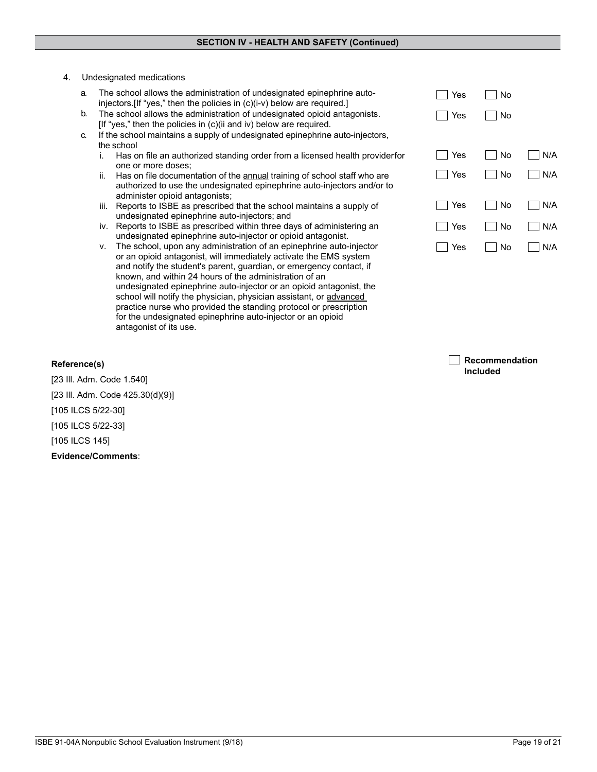## SECTION IV - HEALTH AND SAFETY (Continued)

4. Undesignated medications

| | | | |
|---|---|---|---|
| a. The school allows the administration of undesignated epinephrine auto-injectors.[If "yes," then the policies in (c)(i-v) below are required.] | ☐ Yes | ☐ No | |
| b. The school allows the administration of undesignated opioid antagonists. [If "yes," then the policies in (c)(ii and iv) below are required. | ☐ Yes | ☐ No | |
| c. If the school maintains a supply of undesignated epinephrine auto-injectors, the school | | | |
| i. Has on file an authorized standing order from a licensed health providerfor one or more doses; | ☐ Yes | ☐ No | ☐ N/A |
| ii. Has on file documentation of the annual training of school staff who are authorized to use the undesignated epinephrine auto-injectors and/or to administer opioid antagonists; | ☐ Yes | ☐ No | ☐ N/A |
| iii. Reports to ISBE as prescribed that the school maintains a supply of undesignated epinephrine auto-injectors; and | ☐ Yes | ☐ No | ☐ N/A |
| iv. Reports to ISBE as prescribed within three days of administering an undesignated epinephrine auto-injector or opioid antagonist. | ☐ Yes | ☐ No | ☐ N/A |
| v. The school, upon any administration of an epinephrine auto-injector or an opioid antagonist, will immediately activate the EMS system and notify the student's parent, guardian, or emergency contact, if known, and within 24 hours of the administration of an undesignated epinephrine auto-injector or an opioid antagonist, the school will notify the physician, physician assistant, or advanced practice nurse who provided the standing protocol or prescription for the undesignated epinephrine auto-injector or an opioid antagonist of its use. | ☐ Yes | ☐ No | ☐ N/A |

**Reference(s)**

☐ **Recommendation Included**

[23 Ill. Adm. Code 1.540]

[23 Ill. Adm. Code 425.30(d)(9)]

[105 ILCS 5/22-30]

[105 ILCS 5/22-33]

[105 ILCS 145]

**Evidence/Comments**: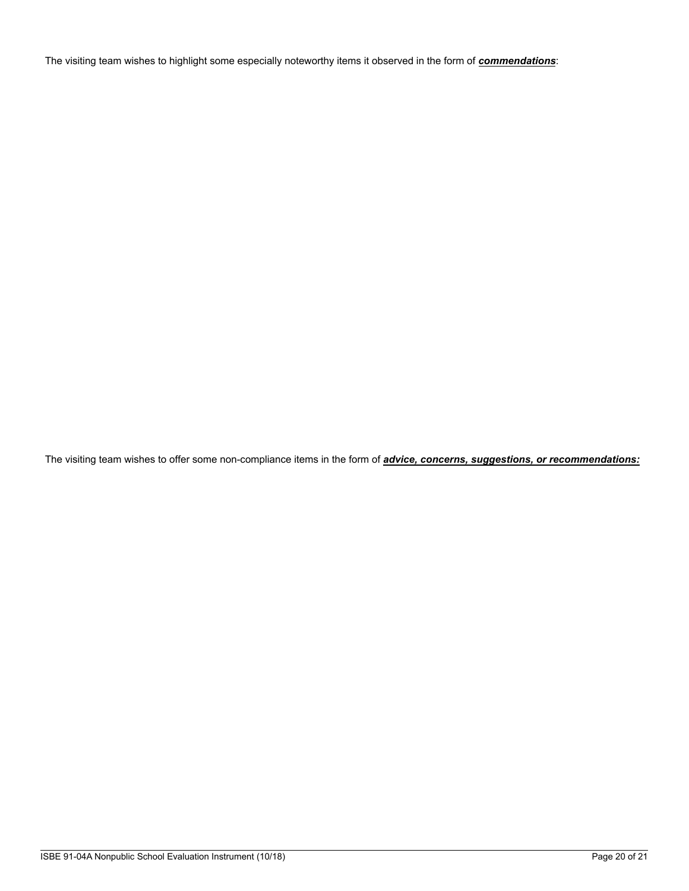The visiting team wishes to highlight some especially noteworthy items it observed in the form of ***commendations***:

The visiting team wishes to offer some non-compliance items in the form of ***advice, concerns, suggestions, or recommendations:***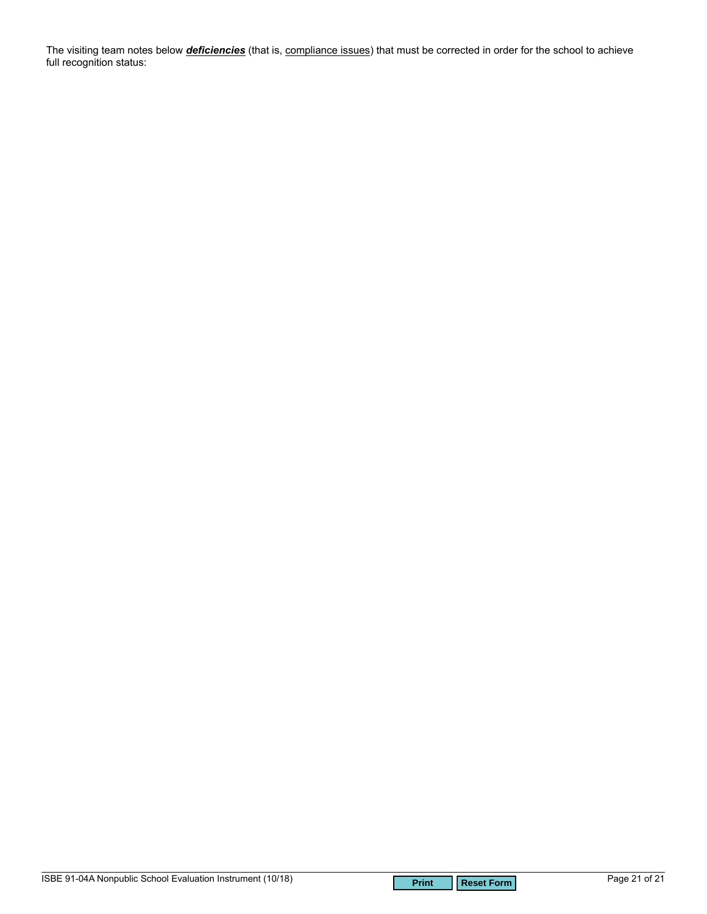The visiting team notes below ***deficiencies*** (that is, compliance issues) that must be corrected in order for the school to achieve full recognition status: